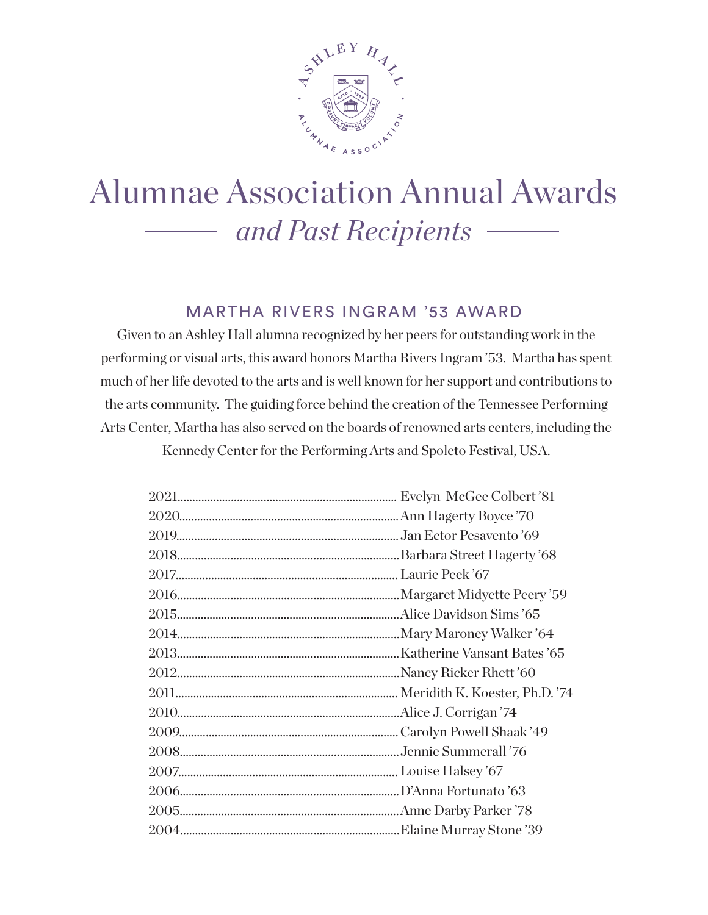# Alumnae Association Annual Awards

## *and Past Recipients*

### MARTHA RIVERS INGRAM '53 AWARD

Given to an Ashley Hall alumna recognized by her peers for outstanding work in the performing or visual arts, this award honors Martha Rivers Ingram '53. Martha has spent much of her life devoted to the arts and is well known for her support and contributions to the arts community. The guiding force behind the creation of the Tennessee Performing Arts Center, Martha has also served on the boards of renowned arts centers, including the Kennedy Center for the Performing Arts and Spoleto Festival, USA.

2021........ Evelyn McGee Colbert '81
2020........ Ann Hagerty Boyce '70
2019........ Jan Ector Pesavento '69
2018........ Barbara Street Hagerty '68
2017........ Laurie Peek '67
2016........ Margaret Midyette Peery '59
2015........ Alice Davidson Sims '65
2014........ Mary Maroney Walker '64
2013........ Katherine Vansant Bates '65
2012........ Nancy Ricker Rhett '60
2011........ Meridith K. Koester, Ph.D. '74
2010........ Alice J. Corrigan '74
2009........ Carolyn Powell Shaak '49
2008........ Jennie Summerall '76
2007........ Louise Halsey '67
2006........ D'Anna Fortunato '63
2005........ Anne Darby Parker '78
2004........ Elaine Murray Stone '39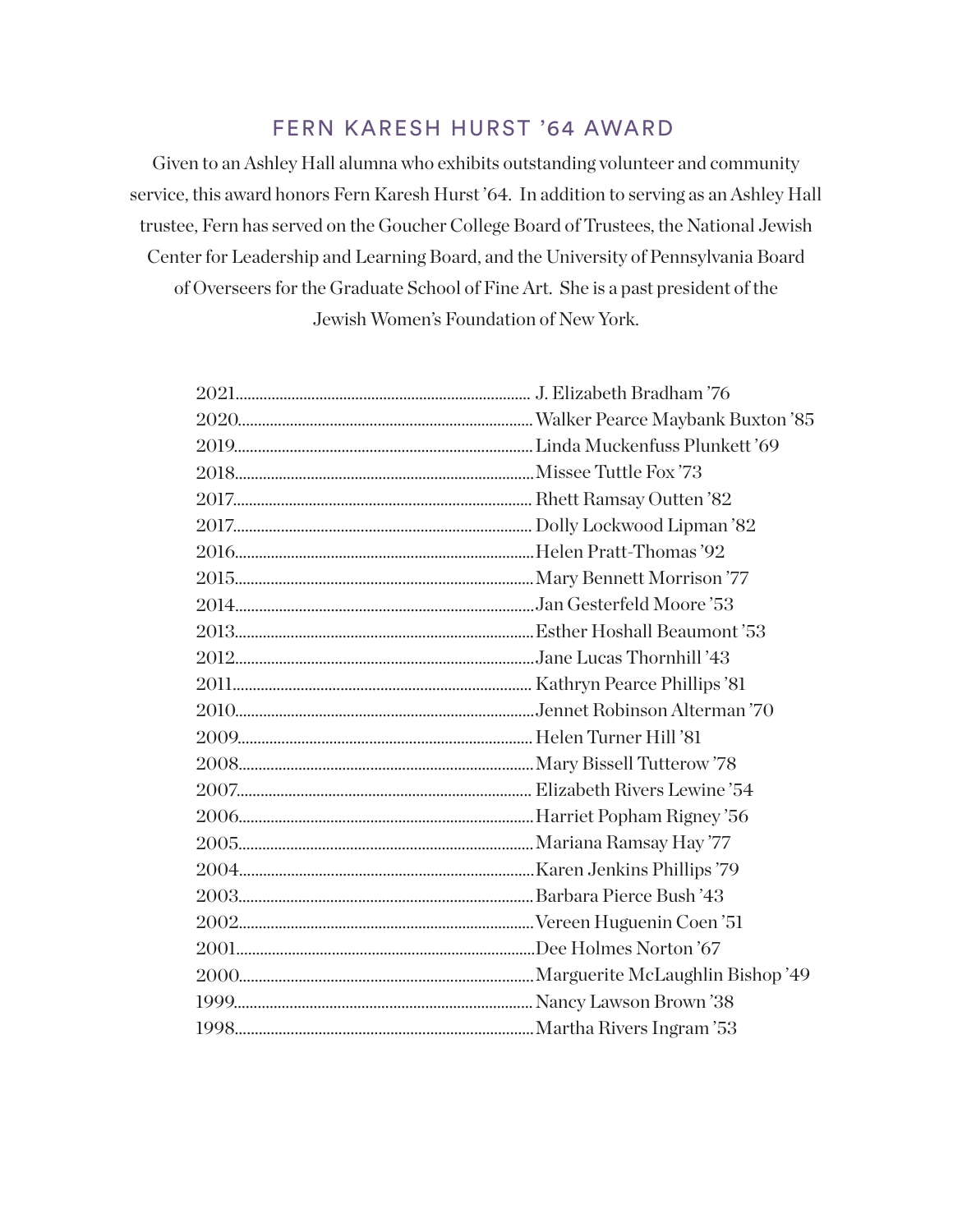## FERN KARESH HURST '64 AWARD

Given to an Ashley Hall alumna who exhibits outstanding volunteer and community service, this award honors Fern Karesh Hurst '64. In addition to serving as an Ashley Hall trustee, Fern has served on the Goucher College Board of Trustees, the National Jewish Center for Leadership and Learning Board, and the University of Pennsylvania Board of Overseers for the Graduate School of Fine Art. She is a past president of the Jewish Women's Foundation of New York.

2021........ J. Elizabeth Bradham '76
2020........ Walker Pearce Maybank Buxton '85
2019........ Linda Muckenfuss Plunkett '69
2018........ Missee Tuttle Fox '73
2017........ Rhett Ramsay Outten '82
2017........ Dolly Lockwood Lipman '82
2016........ Helen Pratt-Thomas '92
2015........ Mary Bennett Morrison '77
2014........ Jan Gesterfeld Moore '53
2013........ Esther Hoshall Beaumont '53
2012........ Jane Lucas Thornhill '43
2011........ Kathryn Pearce Phillips '81
2010........ Jennet Robinson Alterman '70
2009........ Helen Turner Hill '81
2008........ Mary Bissell Tutterow '78
2007........ Elizabeth Rivers Lewine '54
2006........ Harriet Popham Rigney '56
2005........ Mariana Ramsay Hay '77
2004........ Karen Jenkins Phillips '79
2003........ Barbara Pierce Bush '43
2002........ Vereen Huguenin Coen '51
2001........ Dee Holmes Norton '67
2000........ Marguerite McLaughlin Bishop '49
1999........ Nancy Lawson Brown '38
1998........ Martha Rivers Ingram '53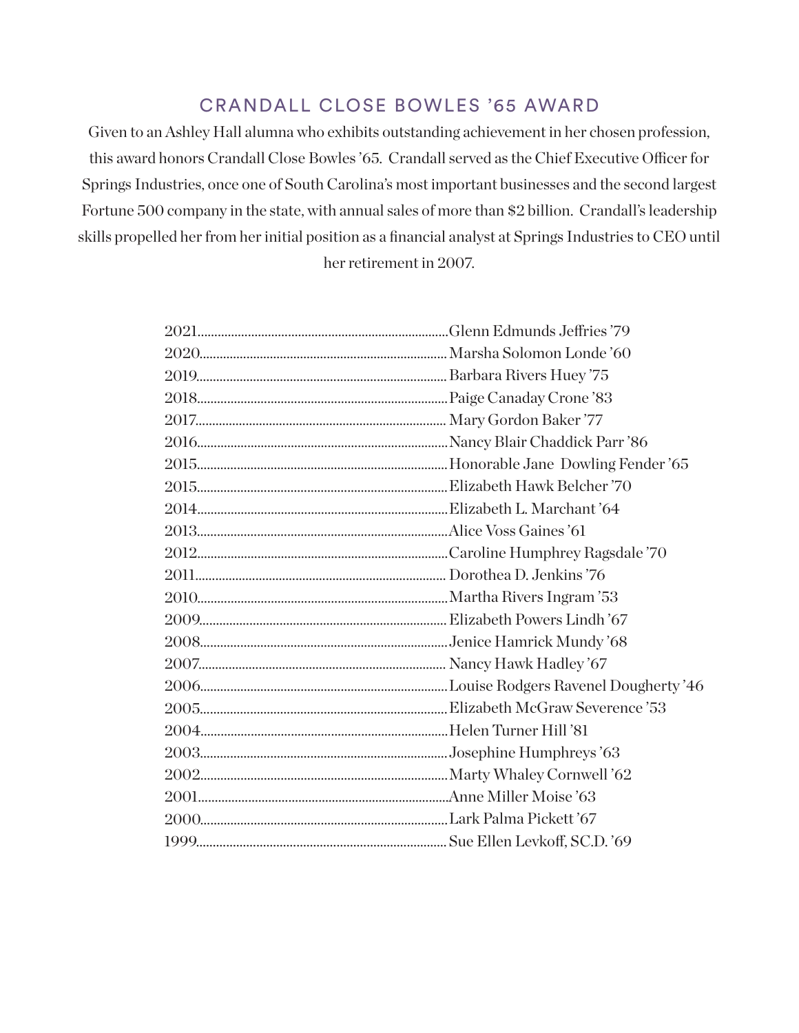## CRANDALL CLOSE BOWLES '65 AWARD

Given to an Ashley Hall alumna who exhibits outstanding achievement in her chosen profession, this award honors Crandall Close Bowles '65. Crandall served as the Chief Executive Officer for Springs Industries, once one of South Carolina's most important businesses and the second largest Fortune 500 company in the state, with annual sales of more than $2 billion. Crandall's leadership skills propelled her from her initial position as a financial analyst at Springs Industries to CEO until her retirement in 2007.

2021..........Glenn Edmunds Jeffries '79
2020..........Marsha Solomon Londe '60
2019..........Barbara Rivers Huey '75
2018..........Paige Canaday Crone '83
2017..........Mary Gordon Baker '77
2016..........Nancy Blair Chaddick Parr '86
2015..........Honorable Jane Dowling Fender '65
2015..........Elizabeth Hawk Belcher '70
2014..........Elizabeth L. Marchant '64
2013..........Alice Voss Gaines '61
2012..........Caroline Humphrey Ragsdale '70
2011..........Dorothea D. Jenkins '76
2010..........Martha Rivers Ingram '53
2009..........Elizabeth Powers Lindh '67
2008..........Jenice Hamrick Mundy '68
2007..........Nancy Hawk Hadley '67
2006..........Louise Rodgers Ravenel Dougherty '46
2005..........Elizabeth McGraw Severence '53
2004..........Helen Turner Hill '81
2003..........Josephine Humphreys '63
2002..........Marty Whaley Cornwell '62
2001..........Anne Miller Moise '63
2000..........Lark Palma Pickett '67
1999..........Sue Ellen Levkoff, SC.D. '69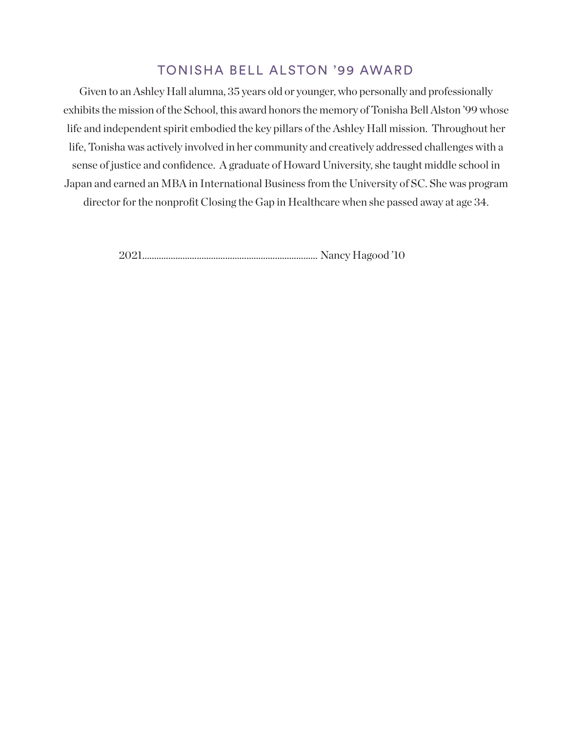## TONISHA BELL ALSTON '99 AWARD

Given to an Ashley Hall alumna, 35 years old or younger, who personally and professionally exhibits the mission of the School, this award honors the memory of Tonisha Bell Alston '99 whose life and independent spirit embodied the key pillars of the Ashley Hall mission. Throughout her life, Tonisha was actively involved in her community and creatively addressed challenges with a sense of justice and confidence. A graduate of Howard University, she taught middle school in Japan and earned an MBA in International Business from the University of SC. She was program director for the nonprofit Closing the Gap in Healthcare when she passed away at age 34.

2021........................................................................ Nancy Hagood '10